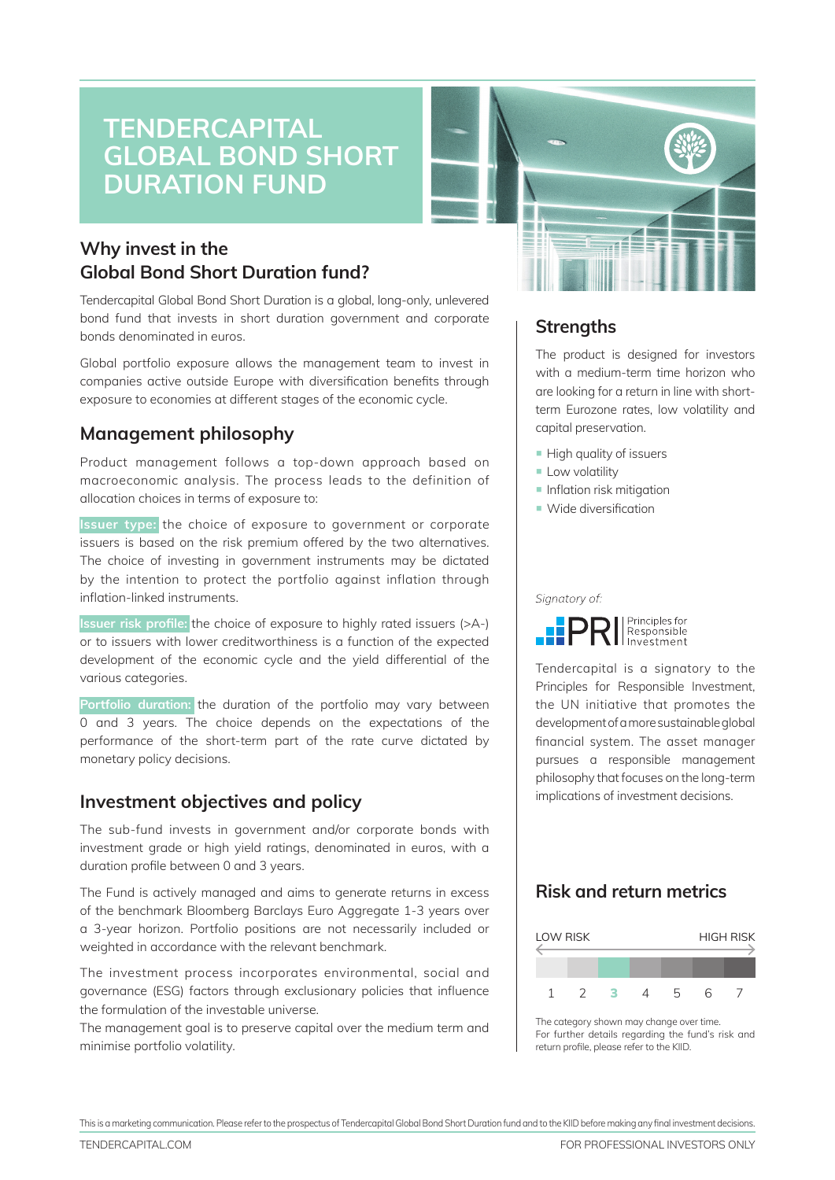# TENDERCAPITAL GLOBAL BOND SHORT DURATION FUND

## Why invest in the Global Bond Short Duration fund?

Tendercapital Global Bond Short Duration is a global, long-only, unlevered bond fund that invests in short duration government and corporate bonds denominated in euros.

Global portfolio exposure allows the management team to invest in companies active outside Europe with diversification benefits through exposure to economies at different stages of the economic cycle.

## Management philosophy

Product management follows a top-down approach based on macroeconomic analysis. The process leads to the definition of allocation choices in terms of exposure to:

**Issuer type:** the choice of exposure to government or corporate issuers is based on the risk premium offered by the two alternatives. The choice of investing in government instruments may be dictated by the intention to protect the portfolio against inflation through inflation-linked instruments.

**Issuer risk profile:** the choice of exposure to highly rated issuers (>A-) or to issuers with lower creditworthiness is a function of the expected development of the economic cycle and the yield differential of the various categories.

**Portfolio duration:** the duration of the portfolio may vary between 0 and 3 years. The choice depends on the expectations of the performance of the short-term part of the rate curve dictated by monetary policy decisions.

## Investment objectives and policy

The sub-fund invests in government and/or corporate bonds with investment grade or high yield ratings, denominated in euros, with a duration profile between 0 and 3 years.

The Fund is actively managed and aims to generate returns in excess of the benchmark Bloomberg Barclays Euro Aggregate 1-3 years over a 3-year horizon. Portfolio positions are not necessarily included or weighted in accordance with the relevant benchmark.

The investment process incorporates environmental, social and governance (ESG) factors through exclusionary policies that influence the formulation of the investable universe.

The management goal is to preserve capital over the medium term and minimise portfolio volatility.

## Strengths

The product is designed for investors with a medium-term time horizon who are looking for a return in line with short-term Eurozone rates, low volatility and capital preservation.

- High quality of issuers
- Low volatility
- Inflation risk mitigation
- Wide diversification

*Signatory of:*

PRI Principles for Responsible Investment

Tendercapital is a signatory to the Principles for Responsible Investment, the UN initiative that promotes the development of a more sustainable global financial system. The asset manager pursues a responsible management philosophy that focuses on the long-term implications of investment decisions.

## Risk and return metrics

LOW RISK ← → HIGH RISK

1 2 **3** 4 5 6 7

The category shown may change over time.
For further details regarding the fund's risk and return profile, please refer to the KIID.

This is a marketing communication. Please refer to the prospectus of Tendercapital Global Bond Short Duration fund and to the KIID before making any final investment decisions.

TENDERCAPITAL.COM

FOR PROFESSIONAL INVESTORS ONLY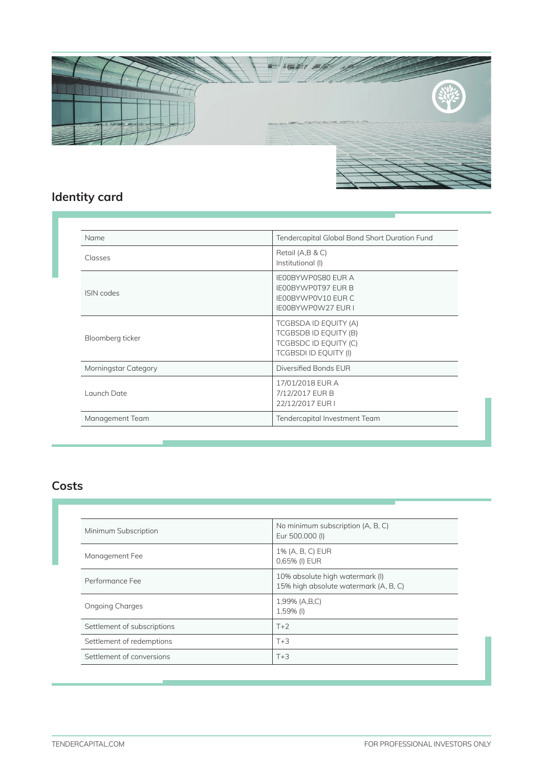## Identity card

| | |
|---|---|
| Name | Tendercapital Global Bond Short Duration Fund |
| Classes | Retail (A,B & C)<br>Institutional (I) |
| ISIN codes | IE00BYWP0S80 EUR A<br>IE00BYWP0T97 EUR B<br>IE00BYWP0V10 EUR C<br>IE00BYWP0W27 EUR I |
| Bloomberg ticker | TCGBSDA ID EQUITY (A)<br>TCGBSDB ID EQUITY (B)<br>TCGBSDC ID EQUITY (C)<br>TCGBSDI ID EQUITY (I) |
| Morningstar Category | Diversified Bonds EUR |
| Launch Date | 17/01/2018 EUR A<br>7/12/2017 EUR B<br>22/12/2017 EUR I |
| Management Team | Tendercapital Investment Team |

## Costs

| | |
|---|---|
| Minimum Subscription | No minimum subscription (A, B, C)<br>Eur 500.000 (I) |
| Management Fee | 1% (A, B, C) EUR<br>0,65% (I) EUR |
| Performance Fee | 10% absolute high watermark (I)<br>15% high absolute watermark (A, B, C) |
| Ongoing Charges | 1,99% (A,B,C)<br>1,59% (I) |
| Settlement of subscriptions | T+2 |
| Settlement of redemptions | T+3 |
| Settlement of conversions | T+3 |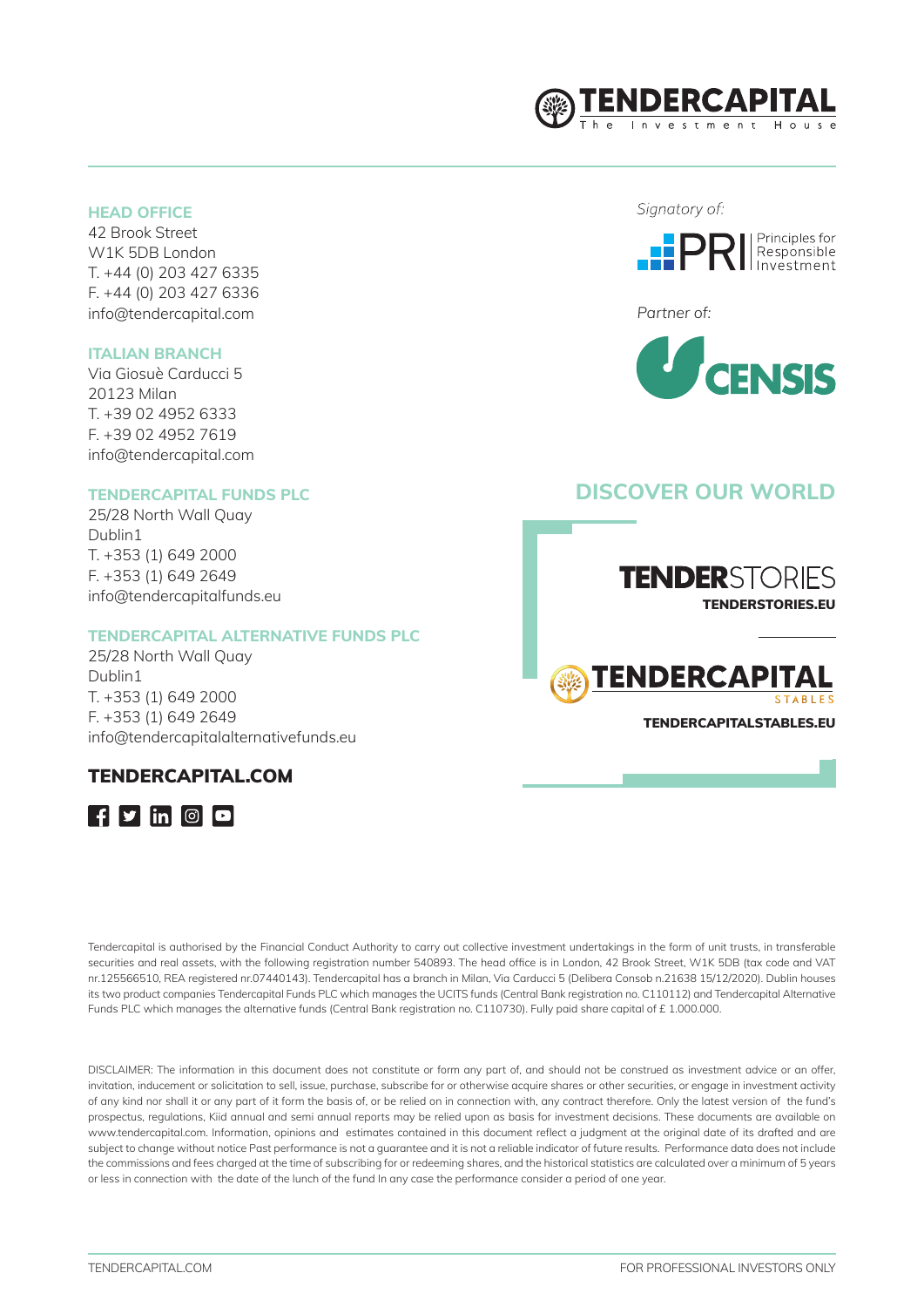TENDERCAPITAL
The Investment House

### HEAD OFFICE

42 Brook Street
W1K 5DB London
T. +44 (0) 203 427 6335
F. +44 (0) 203 427 6336
info@tendercapital.com

### ITALIAN BRANCH

Via Giosuè Carducci 5
20123 Milan
T. +39 02 4952 6333
F. +39 02 4952 7619
info@tendercapital.com

### TENDERCAPITAL FUNDS PLC

25/28 North Wall Quay
Dublin1
T. +353 (1) 649 2000
F. +353 (1) 649 2649
info@tendercapitalfunds.eu

### TENDERCAPITAL ALTERNATIVE FUNDS PLC

25/28 North Wall Quay
Dublin1
T. +353 (1) 649 2000
F. +353 (1) 649 2649
info@tendercapitalalternativefunds.eu

### TENDERCAPITAL.COM

*Signatory of:*

PRI Principles for Responsible Investment

*Partner of:*

CENSIS

## DISCOVER OUR WORLD

TENDERSTORIES
**TENDERSTORIES.EU**

TENDERCAPITAL STABLES
**TENDERCAPITALSTABLES.EU**

Tendercapital is authorised by the Financial Conduct Authority to carry out collective investment undertakings in the form of unit trusts, in transferable securities and real assets, with the following registration number 540893. The head office is in London, 42 Brook Street, W1K 5DB (tax code and VAT nr.125566510, REA registered nr.07440143). Tendercapital has a branch in Milan, Via Carducci 5 (Delibera Consob n.21638 15/12/2020). Dublin houses its two product companies Tendercapital Funds PLC which manages the UCITS funds (Central Bank registration no. C110112) and Tendercapital Alternative Funds PLC which manages the alternative funds (Central Bank registration no. C110730). Fully paid share capital of £ 1.000.000.

DISCLAIMER: The information in this document does not constitute or form any part of, and should not be construed as investment advice or an offer, invitation, inducement or solicitation to sell, issue, purchase, subscribe for or otherwise acquire shares or other securities, or engage in investment activity of any kind nor shall it or any part of it form the basis of, or be relied on in connection with, any contract therefore. Only the latest version of the fund's prospectus, regulations, Kiid annual and semi annual reports may be relied upon as basis for investment decisions. These documents are available on www.tendercapital.com. Information, opinions and estimates contained in this document reflect a judgment at the original date of its drafted and are subject to change without notice Past performance is not a guarantee and it is not a reliable indicator of future results. Performance data does not include the commissions and fees charged at the time of subscribing for or redeeming shares, and the historical statistics are calculated over a minimum of 5 years or less in connection with the date of the lunch of the fund In any case the performance consider a period of one year.

FOR PROFESSIONAL INVESTORS ONLY